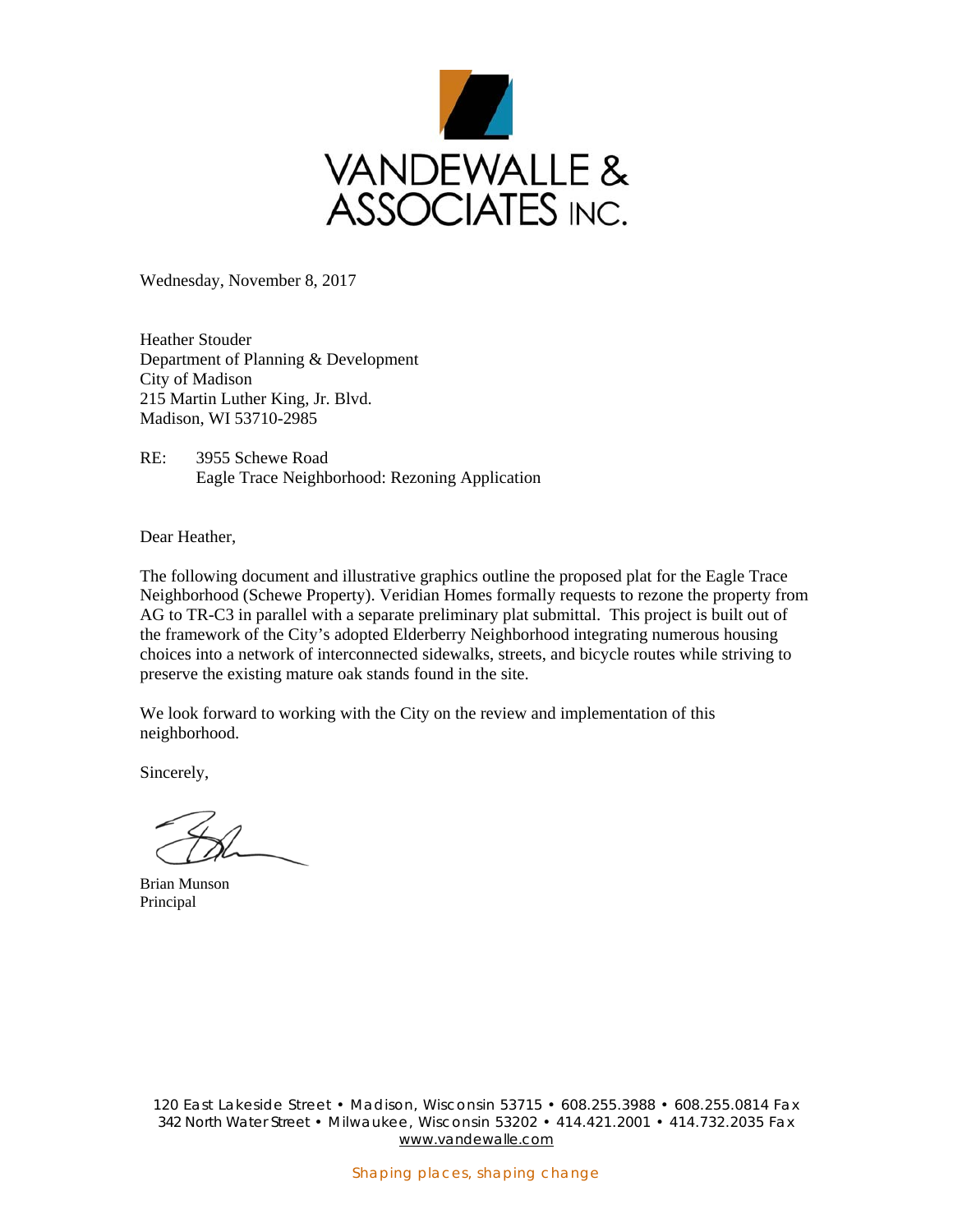VANDEWALLE & ASSOCIATES INC.

Wednesday, November 8, 2017

Heather Stouder
Department of Planning & Development
City of Madison
215 Martin Luther King, Jr. Blvd.
Madison, WI 53710-2985

RE: 3955 Schewe Road
Eagle Trace Neighborhood: Rezoning Application

Dear Heather,

The following document and illustrative graphics outline the proposed plat for the Eagle Trace Neighborhood (Schewe Property). Veridian Homes formally requests to rezone the property from AG to TR-C3 in parallel with a separate preliminary plat submittal. This project is built out of the framework of the City's adopted Elderberry Neighborhood integrating numerous housing choices into a network of interconnected sidewalks, streets, and bicycle routes while striving to preserve the existing mature oak stands found in the site.

We look forward to working with the City on the review and implementation of this neighborhood.

Sincerely,

Brian Munson
Principal

120 East Lakeside Street • Madison, Wisconsin 53715 • 608.255.3988 • 608.255.0814 Fax
342 North Water Street • Milwaukee, Wisconsin 53202 • 414.421.2001 • 414.732.2035 Fax
www.vandewalle.com

Shaping places, shaping change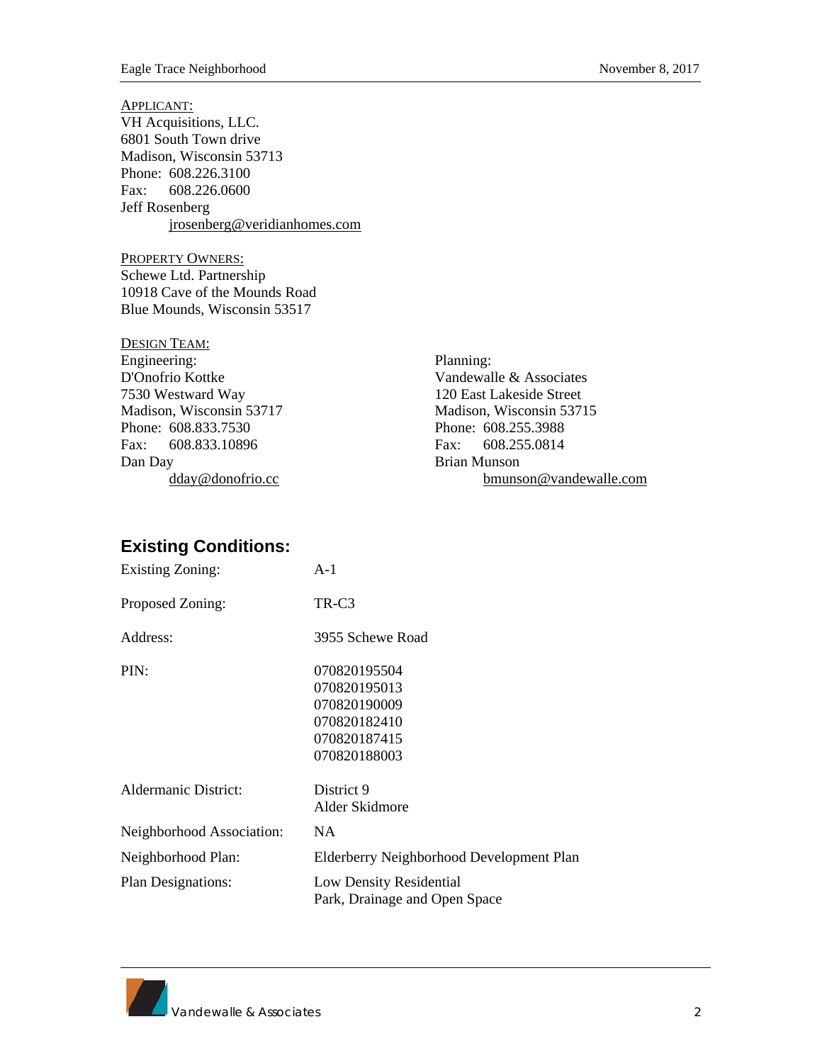APPLICANT:
VH Acquisitions, LLC.
6801 South Town drive
Madison, Wisconsin 53713
Phone: 608.226.3100
Fax: 608.226.0600
Jeff Rosenberg
jrosenberg@veridianhomes.com

PROPERTY OWNERS:
Schewe Ltd. Partnership
10918 Cave of the Mounds Road
Blue Mounds, Wisconsin 53517

DESIGN TEAM:

Engineering:
D'Onofrio Kottke
7530 Westward Way
Madison, Wisconsin 53717
Phone: 608.833.7530
Fax: 608.833.10896
Dan Day
dday@donofrio.cc

Planning:
Vandewalle & Associates
120 East Lakeside Street
Madison, Wisconsin 53715
Phone: 608.255.3988
Fax: 608.255.0814
Brian Munson
bmunson@vandewalle.com

## Existing Conditions:

| | |
|---|---|
| Existing Zoning: | A-1 |
| Proposed Zoning: | TR-C3 |
| Address: | 3955 Schewe Road |
| PIN: | 070820195504<br>070820195013<br>070820190009<br>070820182410<br>070820187415<br>070820188003 |
| Aldermanic District: | District 9<br>Alder Skidmore |
| Neighborhood Association: | NA |
| Neighborhood Plan: | Elderberry Neighborhood Development Plan |
| Plan Designations: | Low Density Residential<br>Park, Drainage and Open Space |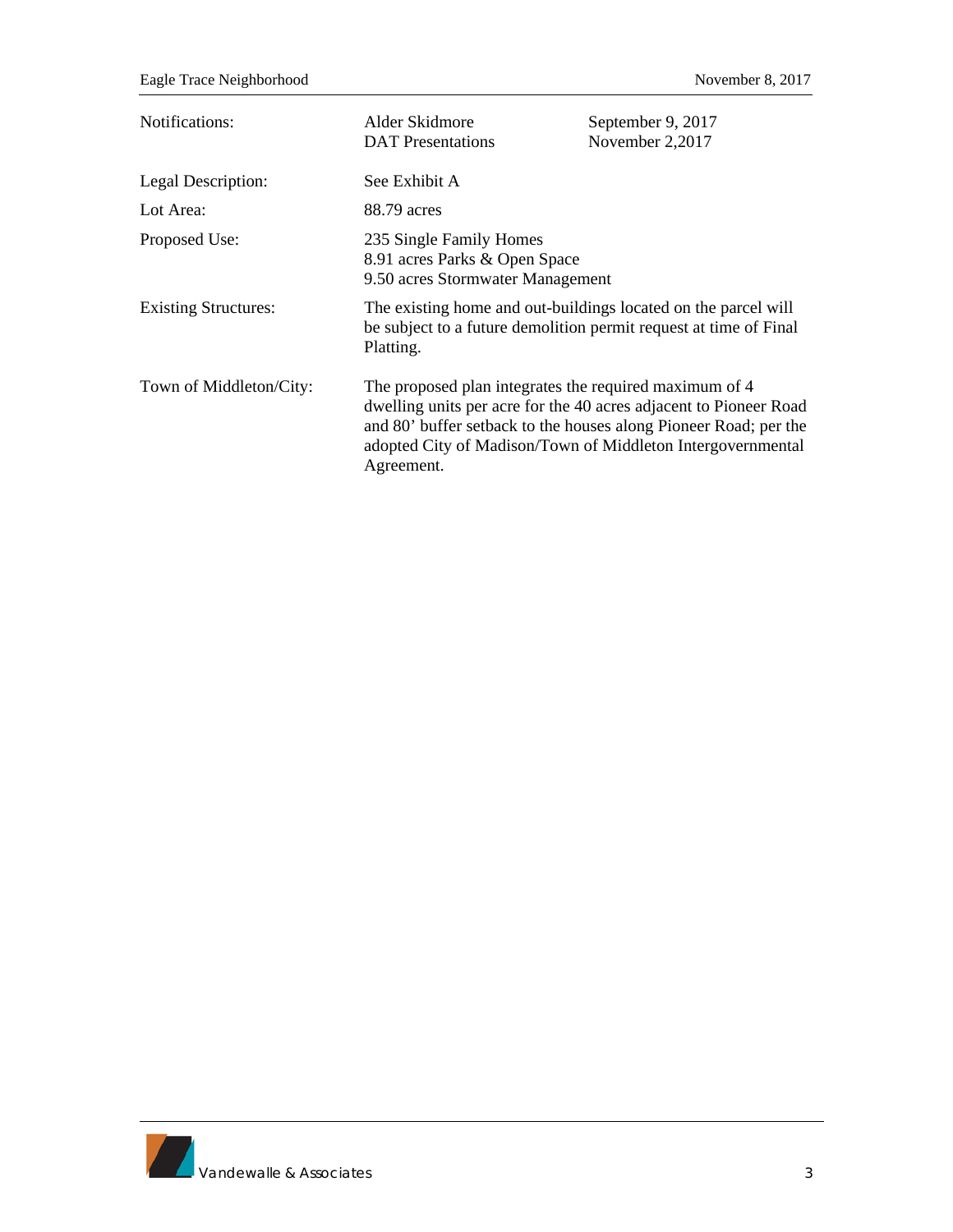| | | |
|---|---|---|
| Notifications: | Alder Skidmore<br>DAT Presentations | September 9, 2017<br>November 2,2017 |
| Legal Description: | See Exhibit A | |
| Lot Area: | 88.79 acres | |
| Proposed Use: | 235 Single Family Homes<br>8.91 acres Parks & Open Space<br>9.50 acres Stormwater Management | |
| Existing Structures: | The existing home and out-buildings located on the parcel will be subject to a future demolition permit request at time of Final Platting. | |
| Town of Middleton/City: | The proposed plan integrates the required maximum of 4 dwelling units per acre for the 40 acres adjacent to Pioneer Road and 80' buffer setback to the houses along Pioneer Road; per the adopted City of Madison/Town of Middleton Intergovernmental Agreement. | |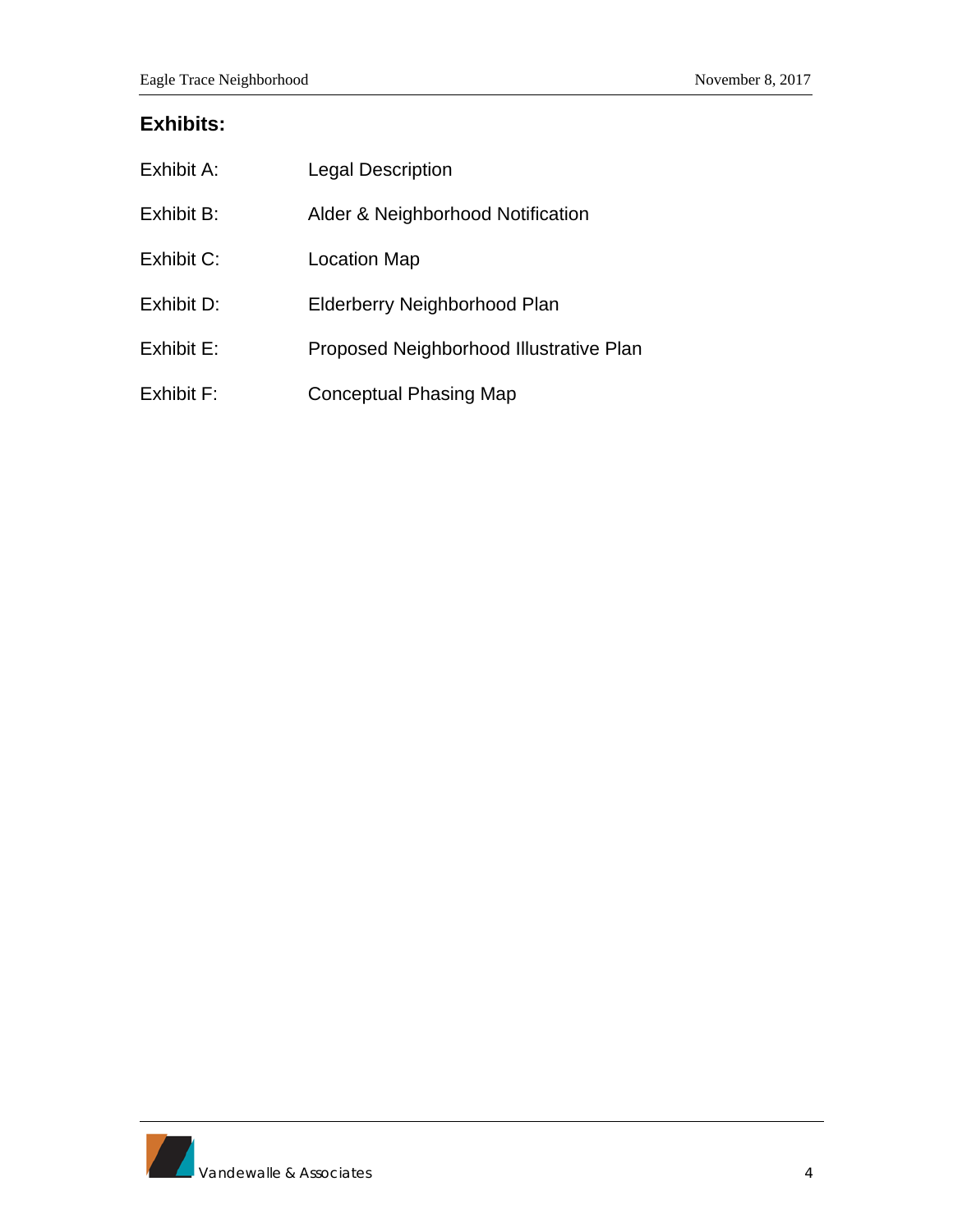## Exhibits:

| | |
|---|---|
| Exhibit A: | Legal Description |
| Exhibit B: | Alder & Neighborhood Notification |
| Exhibit C: | Location Map |
| Exhibit D: | Elderberry Neighborhood Plan |
| Exhibit E: | Proposed Neighborhood Illustrative Plan |
| Exhibit F: | Conceptual Phasing Map |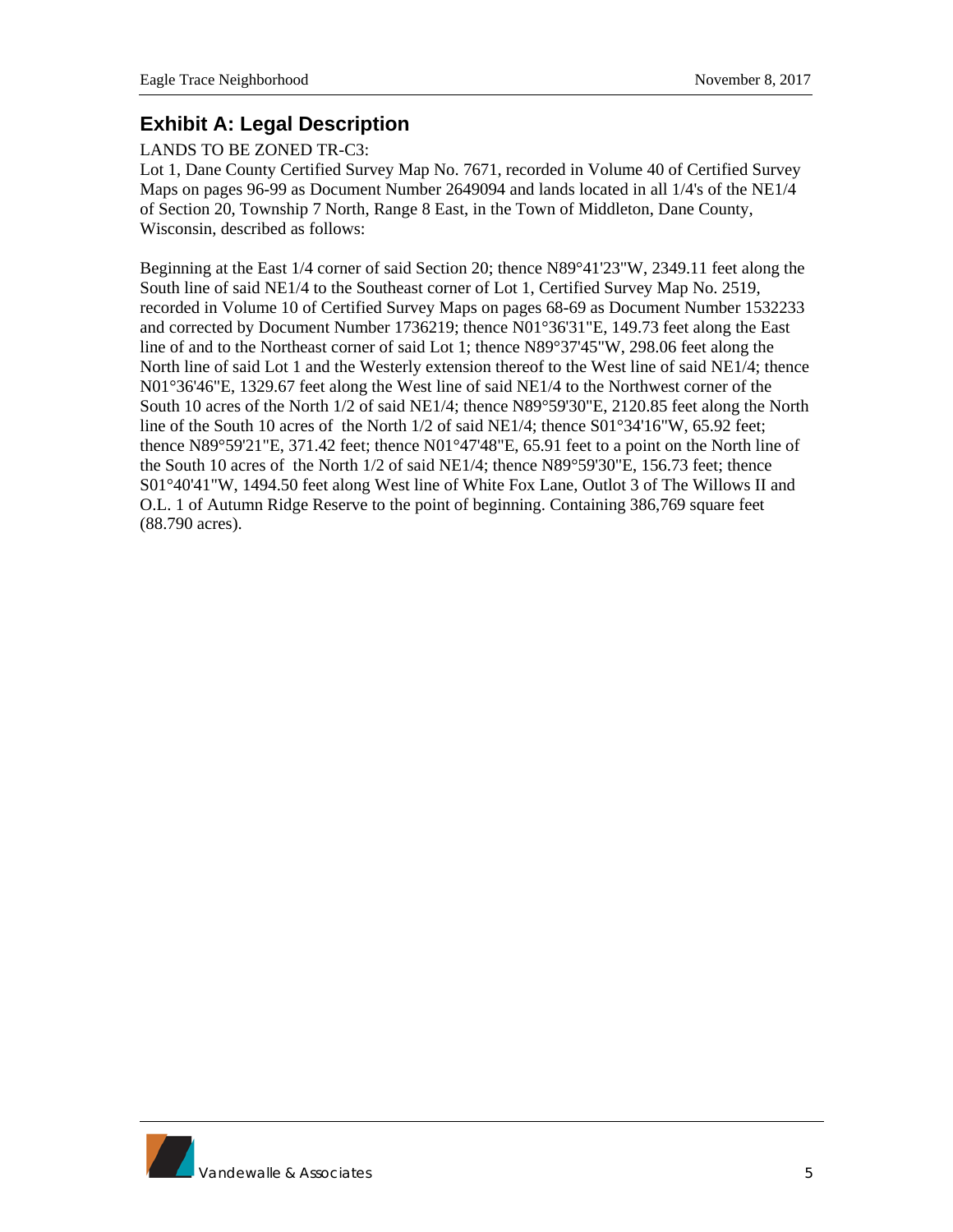## Exhibit A: Legal Description

LANDS TO BE ZONED TR-C3:
Lot 1, Dane County Certified Survey Map No. 7671, recorded in Volume 40 of Certified Survey Maps on pages 96-99 as Document Number 2649094 and lands located in all 1/4's of the NE1/4 of Section 20, Township 7 North, Range 8 East, in the Town of Middleton, Dane County, Wisconsin, described as follows:

Beginning at the East 1/4 corner of said Section 20; thence N89°41'23"W, 2349.11 feet along the South line of said NE1/4 to the Southeast corner of Lot 1, Certified Survey Map No. 2519, recorded in Volume 10 of Certified Survey Maps on pages 68-69 as Document Number 1532233 and corrected by Document Number 1736219; thence N01°36'31"E, 149.73 feet along the East line of and to the Northeast corner of said Lot 1; thence N89°37'45"W, 298.06 feet along the North line of said Lot 1 and the Westerly extension thereof to the West line of said NE1/4; thence N01°36'46"E, 1329.67 feet along the West line of said NE1/4 to the Northwest corner of the South 10 acres of the North 1/2 of said NE1/4; thence N89°59'30"E, 2120.85 feet along the North line of the South 10 acres of the North 1/2 of said NE1/4; thence S01°34'16"W, 65.92 feet; thence N89°59'21"E, 371.42 feet; thence N01°47'48"E, 65.91 feet to a point on the North line of the South 10 acres of the North 1/2 of said NE1/4; thence N89°59'30"E, 156.73 feet; thence S01°40'41"W, 1494.50 feet along West line of White Fox Lane, Outlot 3 of The Willows II and O.L. 1 of Autumn Ridge Reserve to the point of beginning. Containing 386,769 square feet (88.790 acres).